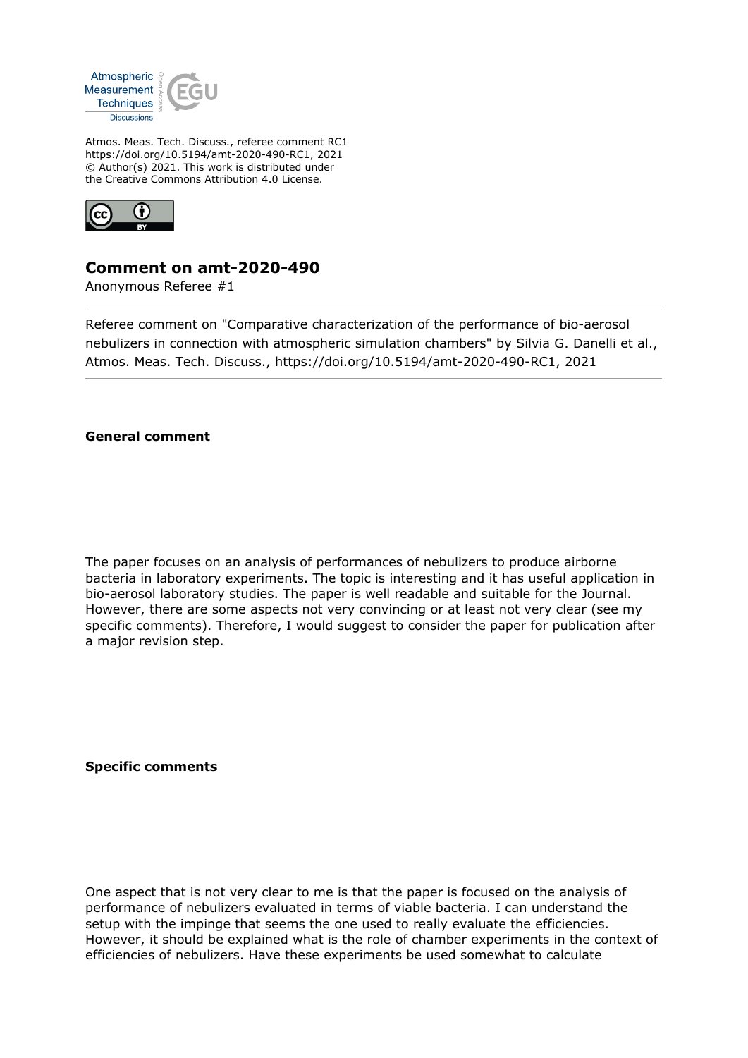Atmos. Meas. Tech. Discuss., referee comment RC1
https://doi.org/10.5194/amt-2020-490-RC1, 2021
© Author(s) 2021. This work is distributed under
the Creative Commons Attribution 4.0 License.

# Comment on amt-2020-490

Anonymous Referee #1

Referee comment on "Comparative characterization of the performance of bio-aerosol nebulizers in connection with atmospheric simulation chambers" by Silvia G. Danelli et al., Atmos. Meas. Tech. Discuss., https://doi.org/10.5194/amt-2020-490-RC1, 2021

**General comment**

The paper focuses on an analysis of performances of nebulizers to produce airborne bacteria in laboratory experiments. The topic is interesting and it has useful application in bio-aerosol laboratory studies. The paper is well readable and suitable for the Journal. However, there are some aspects not very convincing or at least not very clear (see my specific comments). Therefore, I would suggest to consider the paper for publication after a major revision step.

**Specific comments**

One aspect that is not very clear to me is that the paper is focused on the analysis of performance of nebulizers evaluated in terms of viable bacteria. I can understand the setup with the impinge that seems the one used to really evaluate the efficiencies. However, it should be explained what is the role of chamber experiments in the context of efficiencies of nebulizers. Have these experiments be used somewhat to calculate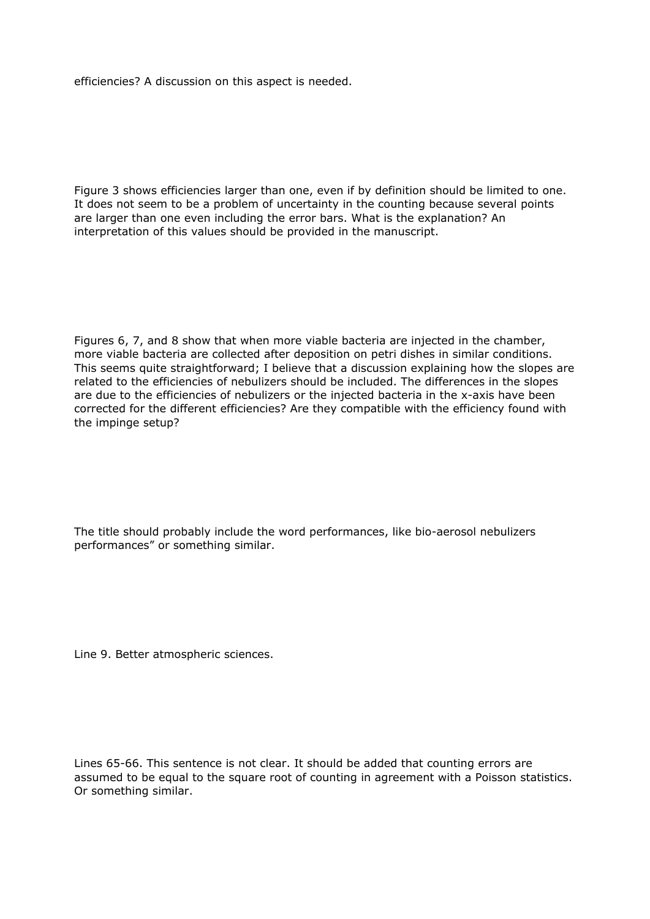efficiencies? A discussion on this aspect is needed.

Figure 3 shows efficiencies larger than one, even if by definition should be limited to one. It does not seem to be a problem of uncertainty in the counting because several points are larger than one even including the error bars. What is the explanation? An interpretation of this values should be provided in the manuscript.

Figures 6, 7, and 8 show that when more viable bacteria are injected in the chamber, more viable bacteria are collected after deposition on petri dishes in similar conditions. This seems quite straightforward; I believe that a discussion explaining how the slopes are related to the efficiencies of nebulizers should be included. The differences in the slopes are due to the efficiencies of nebulizers or the injected bacteria in the x-axis have been corrected for the different efficiencies? Are they compatible with the efficiency found with the impinge setup?

The title should probably include the word performances, like bio-aerosol nebulizers performances" or something similar.

Line 9. Better atmospheric sciences.

Lines 65-66. This sentence is not clear. It should be added that counting errors are assumed to be equal to the square root of counting in agreement with a Poisson statistics. Or something similar.